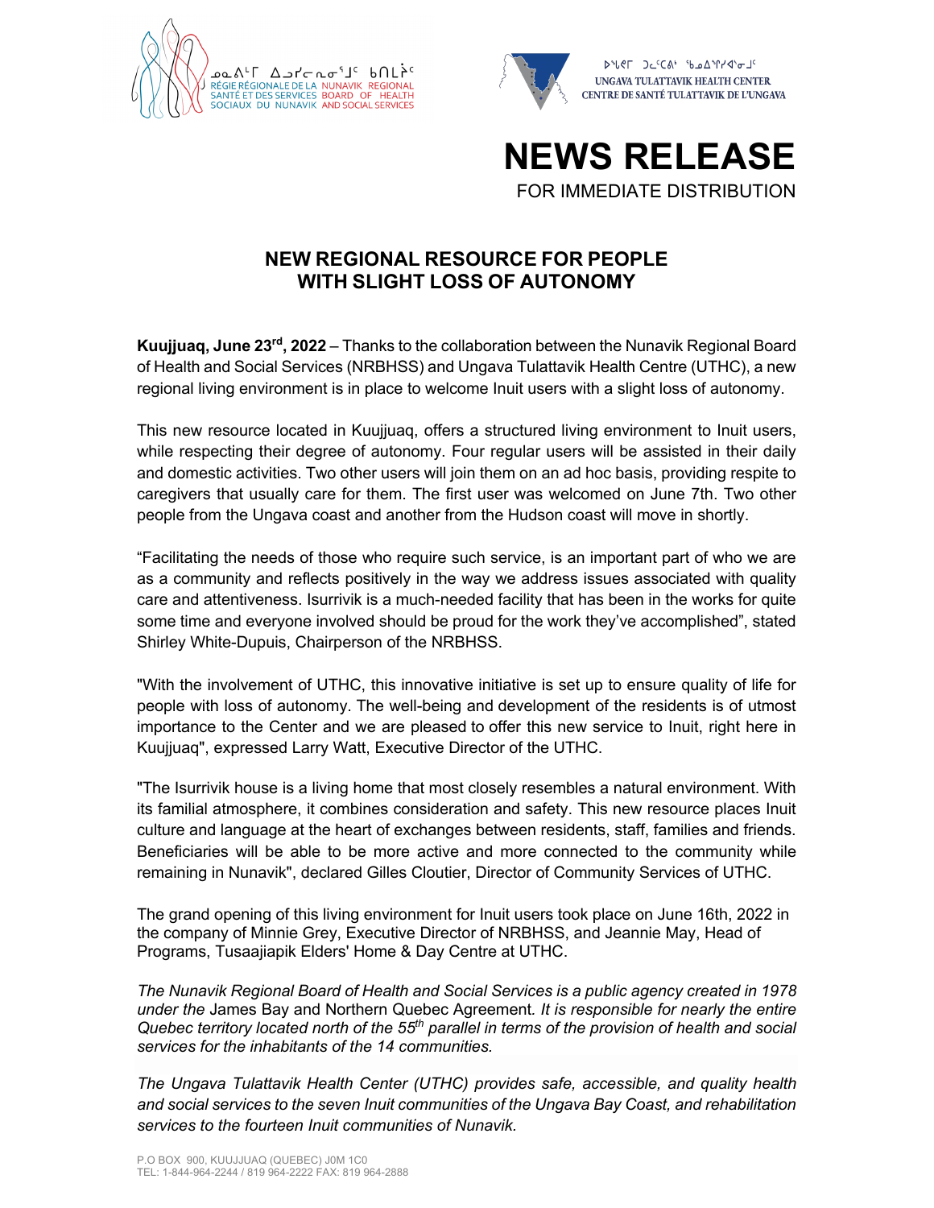ᓄᓇᕕᒻᒥ ᐃᓗᓯᓕᕆᓂᕐᒧᑦ ᑲᑎᒪᔩᑦ
RÉGIE RÉGIONALE DE LA SANTÉ ET DES SERVICES SOCIAUX DU NUNAVIK
NUNAVIK REGIONAL BOARD OF HEALTH AND SOCIAL SERVICES

ᐅᖓᕙ ᑐᓚᑦᑕᕕᒃ ᖃᓂᐊᕐᕕᖓ
UNGAVA TULATTAVIK HEALTH CENTER
CENTRE DE SANTÉ TULATTAVIK DE L'UNGAVA

# NEWS RELEASE

FOR IMMEDIATE DISTRIBUTION

## NEW REGIONAL RESOURCE FOR PEOPLE WITH SLIGHT LOSS OF AUTONOMY

**Kuujjuaq, June 23rd, 2022** – Thanks to the collaboration between the Nunavik Regional Board of Health and Social Services (NRBHSS) and Ungava Tulattavik Health Centre (UTHC), a new regional living environment is in place to welcome Inuit users with a slight loss of autonomy.

This new resource located in Kuujjuaq, offers a structured living environment to Inuit users, while respecting their degree of autonomy. Four regular users will be assisted in their daily and domestic activities. Two other users will join them on an ad hoc basis, providing respite to caregivers that usually care for them. The first user was welcomed on June 7th. Two other people from the Ungava coast and another from the Hudson coast will move in shortly.

"Facilitating the needs of those who require such service, is an important part of who we are as a community and reflects positively in the way we address issues associated with quality care and attentiveness. Isurrivik is a much-needed facility that has been in the works for quite some time and everyone involved should be proud for the work they've accomplished", stated Shirley White-Dupuis, Chairperson of the NRBHSS.

"With the involvement of UTHC, this innovative initiative is set up to ensure quality of life for people with loss of autonomy. The well-being and development of the residents is of utmost importance to the Center and we are pleased to offer this new service to Inuit, right here in Kuujjuaq", expressed Larry Watt, Executive Director of the UTHC.

"The Isurrivik house is a living home that most closely resembles a natural environment. With its familial atmosphere, it combines consideration and safety. This new resource places Inuit culture and language at the heart of exchanges between residents, staff, families and friends. Beneficiaries will be able to be more active and more connected to the community while remaining in Nunavik", declared Gilles Cloutier, Director of Community Services of UTHC.

The grand opening of this living environment for Inuit users took place on June 16th, 2022 in the company of Minnie Grey, Executive Director of NRBHSS, and Jeannie May, Head of Programs, Tusaajiapik Elders' Home & Day Centre at UTHC.

*The Nunavik Regional Board of Health and Social Services is a public agency created in 1978 under the* James Bay and Northern Quebec Agreement*. It is responsible for nearly the entire Quebec territory located north of the 55th parallel in terms of the provision of health and social services for the inhabitants of the 14 communities.*

*The Ungava Tulattavik Health Center (UTHC) provides safe, accessible, and quality health and social services to the seven Inuit communities of the Ungava Bay Coast, and rehabilitation services to the fourteen Inuit communities of Nunavik.*

P.O BOX 900, KUUJJUAQ (QUEBEC) J0M 1C0
TEL: 1-844-964-2244 / 819 964-2222 FAX: 819 964-2888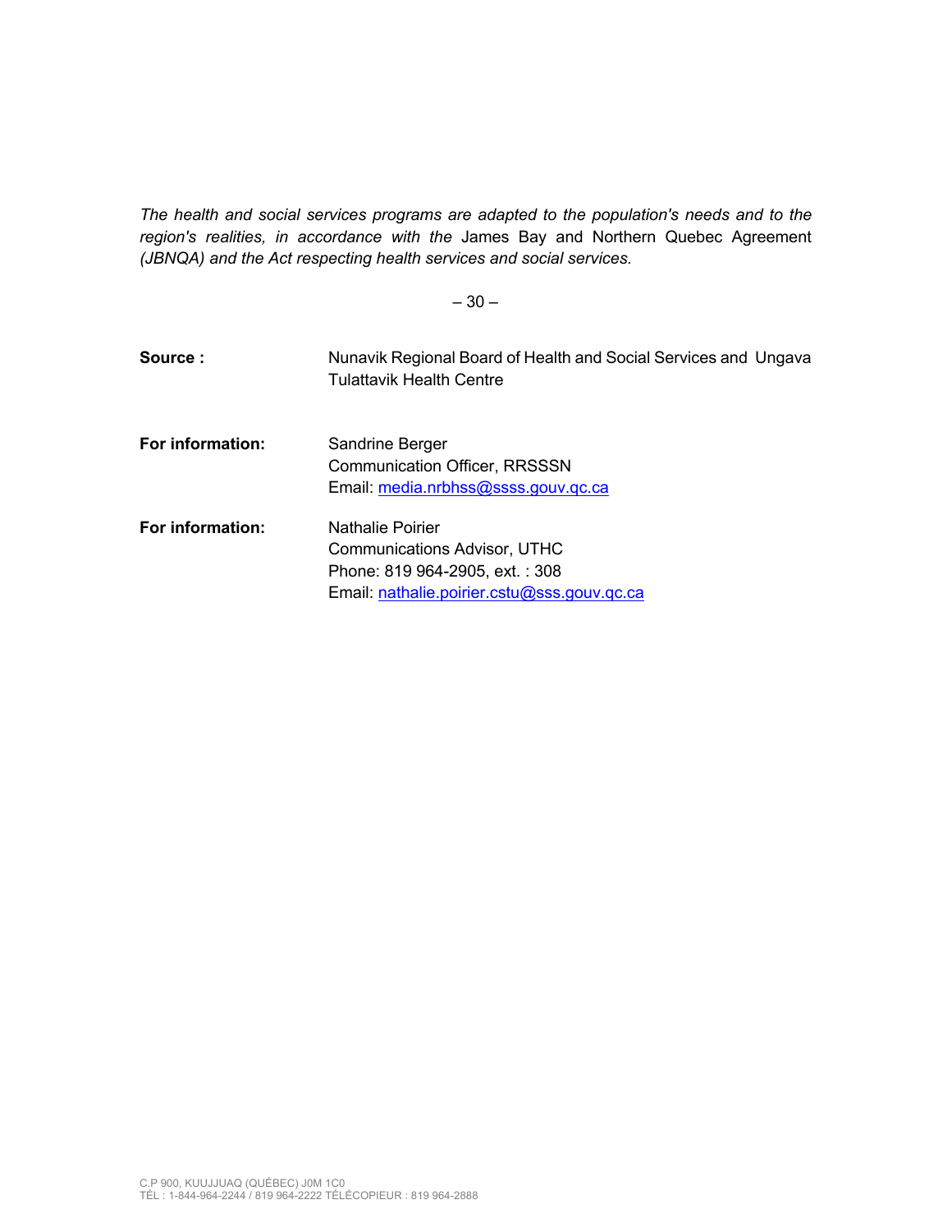*The health and social services programs are adapted to the population's needs and to the region's realities, in accordance with the* James Bay and Northern Quebec Agreement *(JBNQA) and the Act respecting health services and social services.*

– 30 –

**Source :** Nunavik Regional Board of Health and Social Services and Ungava Tulattavik Health Centre

**For information:** Sandrine Berger
Communication Officer, RRSSSN
Email: media.nrbhss@ssss.gouv.qc.ca

**For information:** Nathalie Poirier
Communications Advisor, UTHC
Phone: 819 964-2905, ext. : 308
Email: nathalie.poirier.cstu@sss.gouv.qc.ca

C.P 900, KUUJJUAQ (QUÉBEC) J0M 1C0
TÉL : 1-844-964-2244 / 819 964-2222 TÉLÉCOPIEUR : 819 964-2888